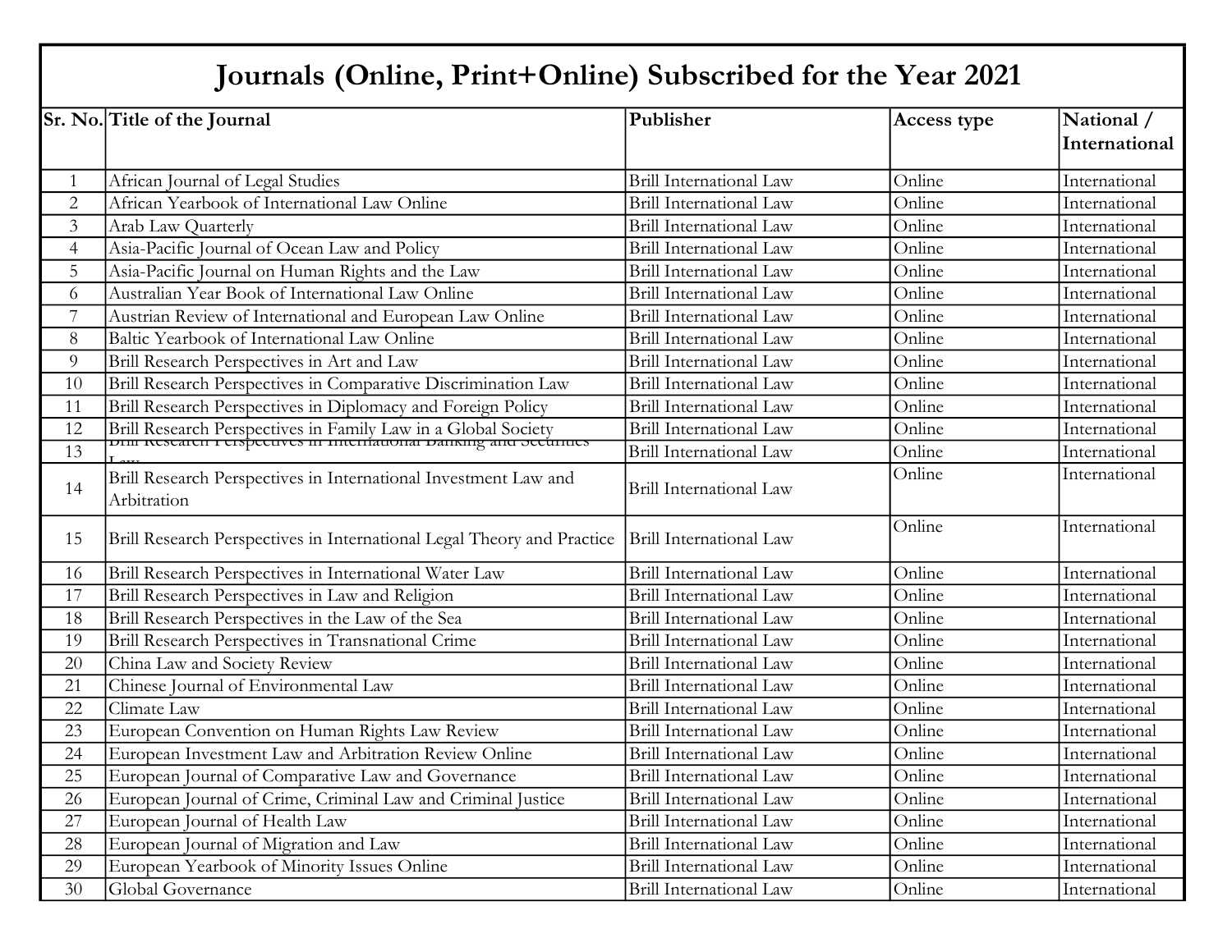# Journals (Online, Print+Online) Subscribed for the Year 2021

| Sr. No. | Title of the Journal | Publisher | Access type | National / International |
|---|---|---|---|---|
| 1 | African Journal of Legal Studies | Brill International Law | Online | International |
| 2 | African Yearbook of International Law Online | Brill International Law | Online | International |
| 3 | Arab Law Quarterly | Brill International Law | Online | International |
| 4 | Asia-Pacific Journal of Ocean Law and Policy | Brill International Law | Online | International |
| 5 | Asia-Pacific Journal on Human Rights and the Law | Brill International Law | Online | International |
| 6 | Australian Year Book of International Law Online | Brill International Law | Online | International |
| 7 | Austrian Review of International and European Law Online | Brill International Law | Online | International |
| 8 | Baltic Yearbook of International Law Online | Brill International Law | Online | International |
| 9 | Brill Research Perspectives in Art and Law | Brill International Law | Online | International |
| 10 | Brill Research Perspectives in Comparative Discrimination Law | Brill International Law | Online | International |
| 11 | Brill Research Perspectives in Diplomacy and Foreign Policy | Brill International Law | Online | International |
| 12 | Brill Research Perspectives in Family Law in a Global Society | Brill International Law | Online | International |
| 13 | Brill Research Perspectives in International Banking and Securities Law | Brill International Law | Online | International |
| 14 | Brill Research Perspectives in International Investment Law and Arbitration | Brill International Law | Online | International |
| 15 | Brill Research Perspectives in International Legal Theory and Practice | Brill International Law | Online | International |
| 16 | Brill Research Perspectives in International Water Law | Brill International Law | Online | International |
| 17 | Brill Research Perspectives in Law and Religion | Brill International Law | Online | International |
| 18 | Brill Research Perspectives in the Law of the Sea | Brill International Law | Online | International |
| 19 | Brill Research Perspectives in Transnational Crime | Brill International Law | Online | International |
| 20 | China Law and Society Review | Brill International Law | Online | International |
| 21 | Chinese Journal of Environmental Law | Brill International Law | Online | International |
| 22 | Climate Law | Brill International Law | Online | International |
| 23 | European Convention on Human Rights Law Review | Brill International Law | Online | International |
| 24 | European Investment Law and Arbitration Review Online | Brill International Law | Online | International |
| 25 | European Journal of Comparative Law and Governance | Brill International Law | Online | International |
| 26 | European Journal of Crime, Criminal Law and Criminal Justice | Brill International Law | Online | International |
| 27 | European Journal of Health Law | Brill International Law | Online | International |
| 28 | European Journal of Migration and Law | Brill International Law | Online | International |
| 29 | European Yearbook of Minority Issues Online | Brill International Law | Online | International |
| 30 | Global Governance | Brill International Law | Online | International |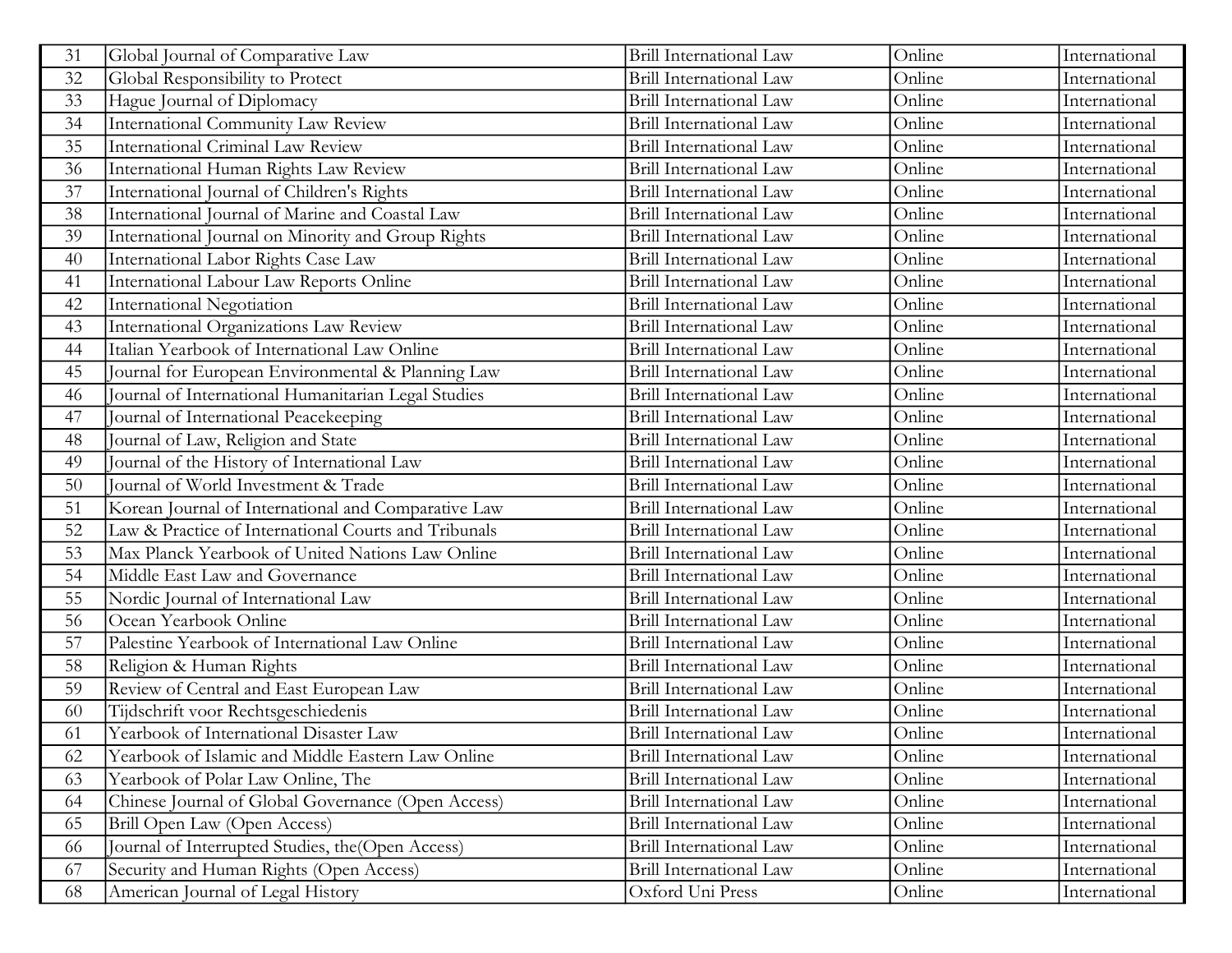| | | | | |
|---|---|---|---|---|
| 31 | Global Journal of Comparative Law | Brill International Law | Online | International |
| 32 | Global Responsibility to Protect | Brill International Law | Online | International |
| 33 | Hague Journal of Diplomacy | Brill International Law | Online | International |
| 34 | International Community Law Review | Brill International Law | Online | International |
| 35 | International Criminal Law Review | Brill International Law | Online | International |
| 36 | International Human Rights Law Review | Brill International Law | Online | International |
| 37 | International Journal of Children's Rights | Brill International Law | Online | International |
| 38 | International Journal of Marine and Coastal Law | Brill International Law | Online | International |
| 39 | International Journal on Minority and Group Rights | Brill International Law | Online | International |
| 40 | International Labor Rights Case Law | Brill International Law | Online | International |
| 41 | International Labour Law Reports Online | Brill International Law | Online | International |
| 42 | International Negotiation | Brill International Law | Online | International |
| 43 | International Organizations Law Review | Brill International Law | Online | International |
| 44 | Italian Yearbook of International Law Online | Brill International Law | Online | International |
| 45 | Journal for European Environmental & Planning Law | Brill International Law | Online | International |
| 46 | Journal of International Humanitarian Legal Studies | Brill International Law | Online | International |
| 47 | Journal of International Peacekeeping | Brill International Law | Online | International |
| 48 | Journal of Law, Religion and State | Brill International Law | Online | International |
| 49 | Journal of the History of International Law | Brill International Law | Online | International |
| 50 | Journal of World Investment & Trade | Brill International Law | Online | International |
| 51 | Korean Journal of International and Comparative Law | Brill International Law | Online | International |
| 52 | Law & Practice of International Courts and Tribunals | Brill International Law | Online | International |
| 53 | Max Planck Yearbook of United Nations Law Online | Brill International Law | Online | International |
| 54 | Middle East Law and Governance | Brill International Law | Online | International |
| 55 | Nordic Journal of International Law | Brill International Law | Online | International |
| 56 | Ocean Yearbook Online | Brill International Law | Online | International |
| 57 | Palestine Yearbook of International Law Online | Brill International Law | Online | International |
| 58 | Religion & Human Rights | Brill International Law | Online | International |
| 59 | Review of Central and East European Law | Brill International Law | Online | International |
| 60 | Tijdschrift voor Rechtsgeschiedenis | Brill International Law | Online | International |
| 61 | Yearbook of International Disaster Law | Brill International Law | Online | International |
| 62 | Yearbook of Islamic and Middle Eastern Law Online | Brill International Law | Online | International |
| 63 | Yearbook of Polar Law Online, The | Brill International Law | Online | International |
| 64 | Chinese Journal of Global Governance (Open Access) | Brill International Law | Online | International |
| 65 | Brill Open Law (Open Access) | Brill International Law | Online | International |
| 66 | Journal of Interrupted Studies, the(Open Access) | Brill International Law | Online | International |
| 67 | Security and Human Rights (Open Access) | Brill International Law | Online | International |
| 68 | American Journal of Legal History | Oxford Uni Press | Online | International |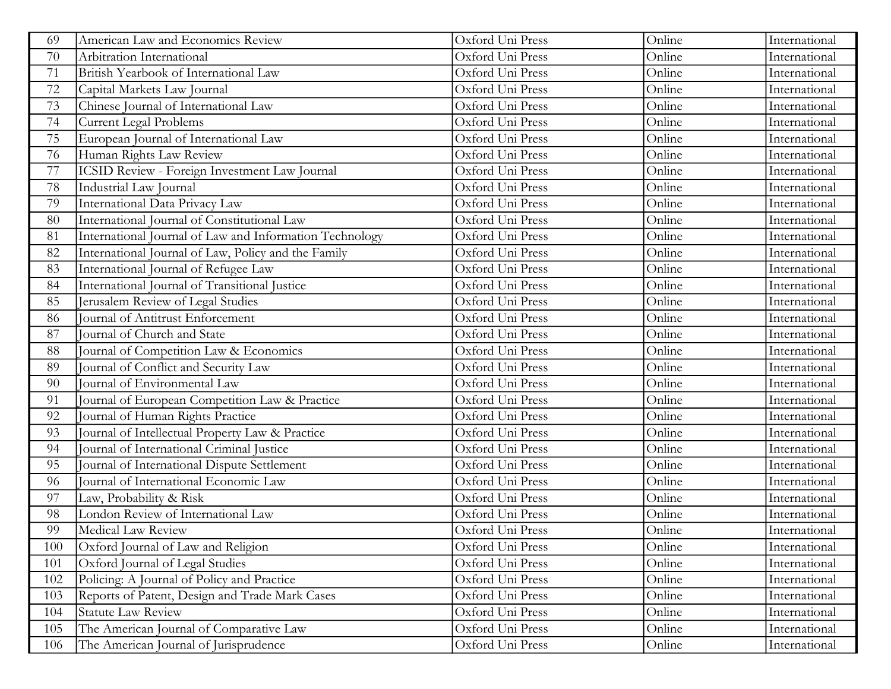| | | | | |
|---|---|---|---|---|
| 69 | American Law and Economics Review | Oxford Uni Press | Online | International |
| 70 | Arbitration International | Oxford Uni Press | Online | International |
| 71 | British Yearbook of International Law | Oxford Uni Press | Online | International |
| 72 | Capital Markets Law Journal | Oxford Uni Press | Online | International |
| 73 | Chinese Journal of International Law | Oxford Uni Press | Online | International |
| 74 | Current Legal Problems | Oxford Uni Press | Online | International |
| 75 | European Journal of International Law | Oxford Uni Press | Online | International |
| 76 | Human Rights Law Review | Oxford Uni Press | Online | International |
| 77 | ICSID Review - Foreign Investment Law Journal | Oxford Uni Press | Online | International |
| 78 | Industrial Law Journal | Oxford Uni Press | Online | International |
| 79 | International Data Privacy Law | Oxford Uni Press | Online | International |
| 80 | International Journal of Constitutional Law | Oxford Uni Press | Online | International |
| 81 | International Journal of Law and Information Technology | Oxford Uni Press | Online | International |
| 82 | International Journal of Law, Policy and the Family | Oxford Uni Press | Online | International |
| 83 | International Journal of Refugee Law | Oxford Uni Press | Online | International |
| 84 | International Journal of Transitional Justice | Oxford Uni Press | Online | International |
| 85 | Jerusalem Review of Legal Studies | Oxford Uni Press | Online | International |
| 86 | Journal of Antitrust Enforcement | Oxford Uni Press | Online | International |
| 87 | Journal of Church and State | Oxford Uni Press | Online | International |
| 88 | Journal of Competition Law & Economics | Oxford Uni Press | Online | International |
| 89 | Journal of Conflict and Security Law | Oxford Uni Press | Online | International |
| 90 | Journal of Environmental Law | Oxford Uni Press | Online | International |
| 91 | Journal of European Competition Law & Practice | Oxford Uni Press | Online | International |
| 92 | Journal of Human Rights Practice | Oxford Uni Press | Online | International |
| 93 | Journal of Intellectual Property Law & Practice | Oxford Uni Press | Online | International |
| 94 | Journal of International Criminal Justice | Oxford Uni Press | Online | International |
| 95 | Journal of International Dispute Settlement | Oxford Uni Press | Online | International |
| 96 | Journal of International Economic Law | Oxford Uni Press | Online | International |
| 97 | Law, Probability & Risk | Oxford Uni Press | Online | International |
| 98 | London Review of International Law | Oxford Uni Press | Online | International |
| 99 | Medical Law Review | Oxford Uni Press | Online | International |
| 100 | Oxford Journal of Law and Religion | Oxford Uni Press | Online | International |
| 101 | Oxford Journal of Legal Studies | Oxford Uni Press | Online | International |
| 102 | Policing: A Journal of Policy and Practice | Oxford Uni Press | Online | International |
| 103 | Reports of Patent, Design and Trade Mark Cases | Oxford Uni Press | Online | International |
| 104 | Statute Law Review | Oxford Uni Press | Online | International |
| 105 | The American Journal of Comparative Law | Oxford Uni Press | Online | International |
| 106 | The American Journal of Jurisprudence | Oxford Uni Press | Online | International |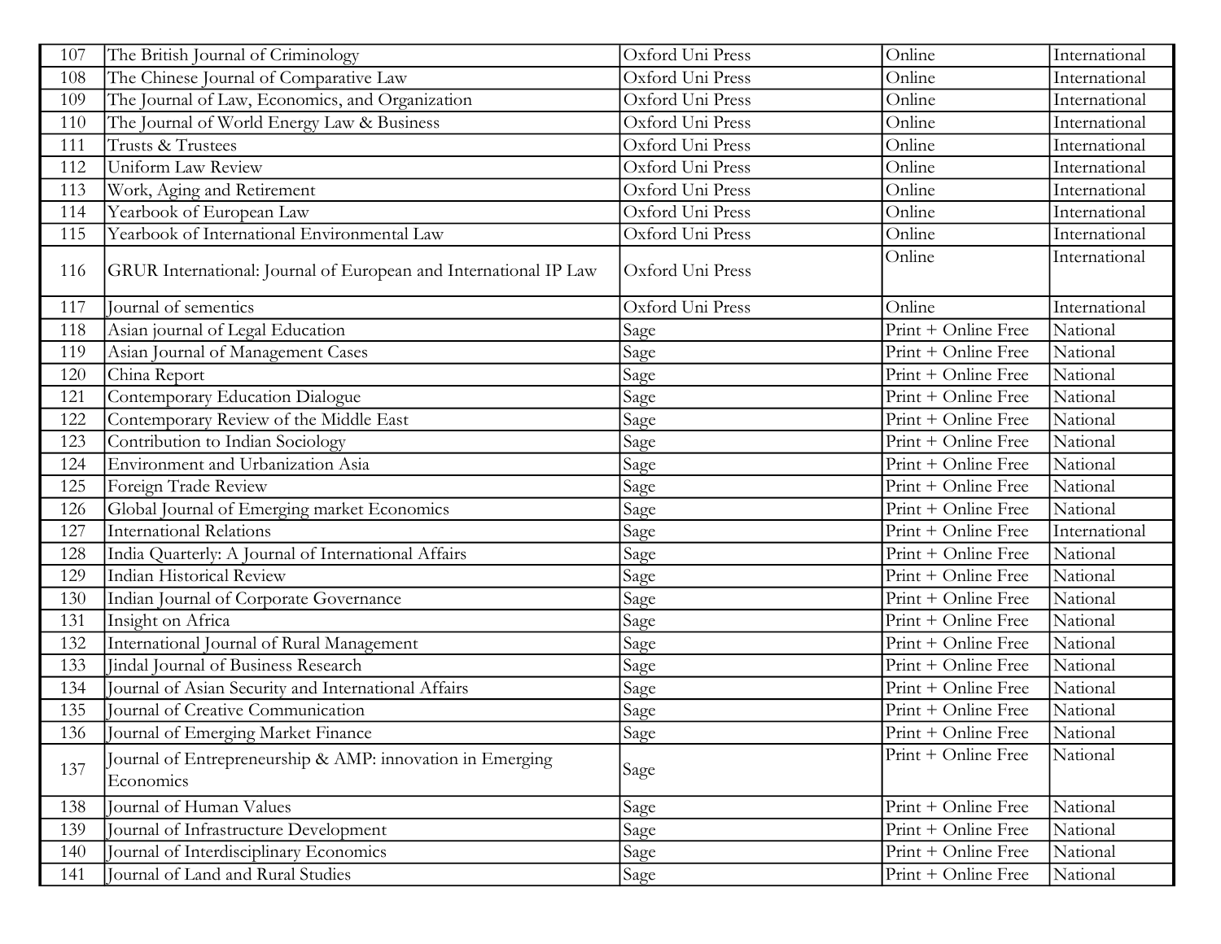| | | | | |
|---|---|---|---|---|
| 107 | The British Journal of Criminology | Oxford Uni Press | Online | International |
| 108 | The Chinese Journal of Comparative Law | Oxford Uni Press | Online | International |
| 109 | The Journal of Law, Economics, and Organization | Oxford Uni Press | Online | International |
| 110 | The Journal of World Energy Law & Business | Oxford Uni Press | Online | International |
| 111 | Trusts & Trustees | Oxford Uni Press | Online | International |
| 112 | Uniform Law Review | Oxford Uni Press | Online | International |
| 113 | Work, Aging and Retirement | Oxford Uni Press | Online | International |
| 114 | Yearbook of European Law | Oxford Uni Press | Online | International |
| 115 | Yearbook of International Environmental Law | Oxford Uni Press | Online | International |
| 116 | GRUR International: Journal of European and International IP Law | Oxford Uni Press | Online | International |
| 117 | Journal of sementics | Oxford Uni Press | Online | International |
| 118 | Asian journal of Legal Education | Sage | Print + Online Free | National |
| 119 | Asian Journal of Management Cases | Sage | Print + Online Free | National |
| 120 | China Report | Sage | Print + Online Free | National |
| 121 | Contemporary Education Dialogue | Sage | Print + Online Free | National |
| 122 | Contemporary Review of the Middle East | Sage | Print + Online Free | National |
| 123 | Contribution to Indian Sociology | Sage | Print + Online Free | National |
| 124 | Environment and Urbanization Asia | Sage | Print + Online Free | National |
| 125 | Foreign Trade Review | Sage | Print + Online Free | National |
| 126 | Global Journal of Emerging market Economics | Sage | Print + Online Free | National |
| 127 | International Relations | Sage | Print + Online Free | International |
| 128 | India Quarterly: A Journal of International Affairs | Sage | Print + Online Free | National |
| 129 | Indian Historical Review | Sage | Print + Online Free | National |
| 130 | Indian Journal of Corporate Governance | Sage | Print + Online Free | National |
| 131 | Insight on Africa | Sage | Print + Online Free | National |
| 132 | International Journal of Rural Management | Sage | Print + Online Free | National |
| 133 | Jindal Journal of Business Research | Sage | Print + Online Free | National |
| 134 | Journal of Asian Security and International Affairs | Sage | Print + Online Free | National |
| 135 | Journal of Creative Communication | Sage | Print + Online Free | National |
| 136 | Journal of Emerging Market Finance | Sage | Print + Online Free | National |
| 137 | Journal of Entrepreneurship & AMP: innovation in Emerging Economics | Sage | Print + Online Free | National |
| 138 | Journal of Human Values | Sage | Print + Online Free | National |
| 139 | Journal of Infrastructure Development | Sage | Print + Online Free | National |
| 140 | Journal of Interdisciplinary Economics | Sage | Print + Online Free | National |
| 141 | Journal of Land and Rural Studies | Sage | Print + Online Free | National |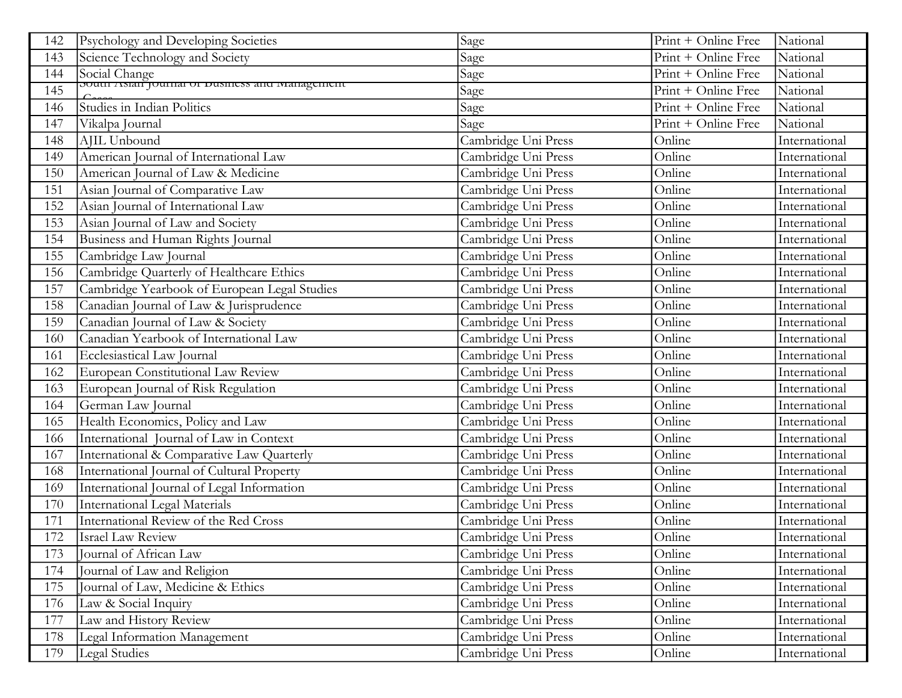| | | | | |
|---|---|---|---|---|
| 142 | Psychology and Developing Societies | Sage | Print + Online Free | National |
| 143 | Science Technology and Society | Sage | Print + Online Free | National |
| 144 | Social Change | Sage | Print + Online Free | National |
| 145 | South Asian Journal of Business and Management Cases | Sage | Print + Online Free | National |
| 146 | Studies in Indian Politics | Sage | Print + Online Free | National |
| 147 | Vikalpa Journal | Sage | Print + Online Free | National |
| 148 | AJIL Unbound | Cambridge Uni Press | Online | International |
| 149 | American Journal of International Law | Cambridge Uni Press | Online | International |
| 150 | American Journal of Law & Medicine | Cambridge Uni Press | Online | International |
| 151 | Asian Journal of Comparative Law | Cambridge Uni Press | Online | International |
| 152 | Asian Journal of International Law | Cambridge Uni Press | Online | International |
| 153 | Asian Journal of Law and Society | Cambridge Uni Press | Online | International |
| 154 | Business and Human Rights Journal | Cambridge Uni Press | Online | International |
| 155 | Cambridge Law Journal | Cambridge Uni Press | Online | International |
| 156 | Cambridge Quarterly of Healthcare Ethics | Cambridge Uni Press | Online | International |
| 157 | Cambridge Yearbook of European Legal Studies | Cambridge Uni Press | Online | International |
| 158 | Canadian Journal of Law & Jurisprudence | Cambridge Uni Press | Online | International |
| 159 | Canadian Journal of Law & Society | Cambridge Uni Press | Online | International |
| 160 | Canadian Yearbook of International Law | Cambridge Uni Press | Online | International |
| 161 | Ecclesiastical Law Journal | Cambridge Uni Press | Online | International |
| 162 | European Constitutional Law Review | Cambridge Uni Press | Online | International |
| 163 | European Journal of Risk Regulation | Cambridge Uni Press | Online | International |
| 164 | German Law Journal | Cambridge Uni Press | Online | International |
| 165 | Health Economics, Policy and Law | Cambridge Uni Press | Online | International |
| 166 | International Journal of Law in Context | Cambridge Uni Press | Online | International |
| 167 | International & Comparative Law Quarterly | Cambridge Uni Press | Online | International |
| 168 | International Journal of Cultural Property | Cambridge Uni Press | Online | International |
| 169 | International Journal of Legal Information | Cambridge Uni Press | Online | International |
| 170 | International Legal Materials | Cambridge Uni Press | Online | International |
| 171 | International Review of the Red Cross | Cambridge Uni Press | Online | International |
| 172 | Israel Law Review | Cambridge Uni Press | Online | International |
| 173 | Journal of African Law | Cambridge Uni Press | Online | International |
| 174 | Journal of Law and Religion | Cambridge Uni Press | Online | International |
| 175 | Journal of Law, Medicine & Ethics | Cambridge Uni Press | Online | International |
| 176 | Law & Social Inquiry | Cambridge Uni Press | Online | International |
| 177 | Law and History Review | Cambridge Uni Press | Online | International |
| 178 | Legal Information Management | Cambridge Uni Press | Online | International |
| 179 | Legal Studies | Cambridge Uni Press | Online | International |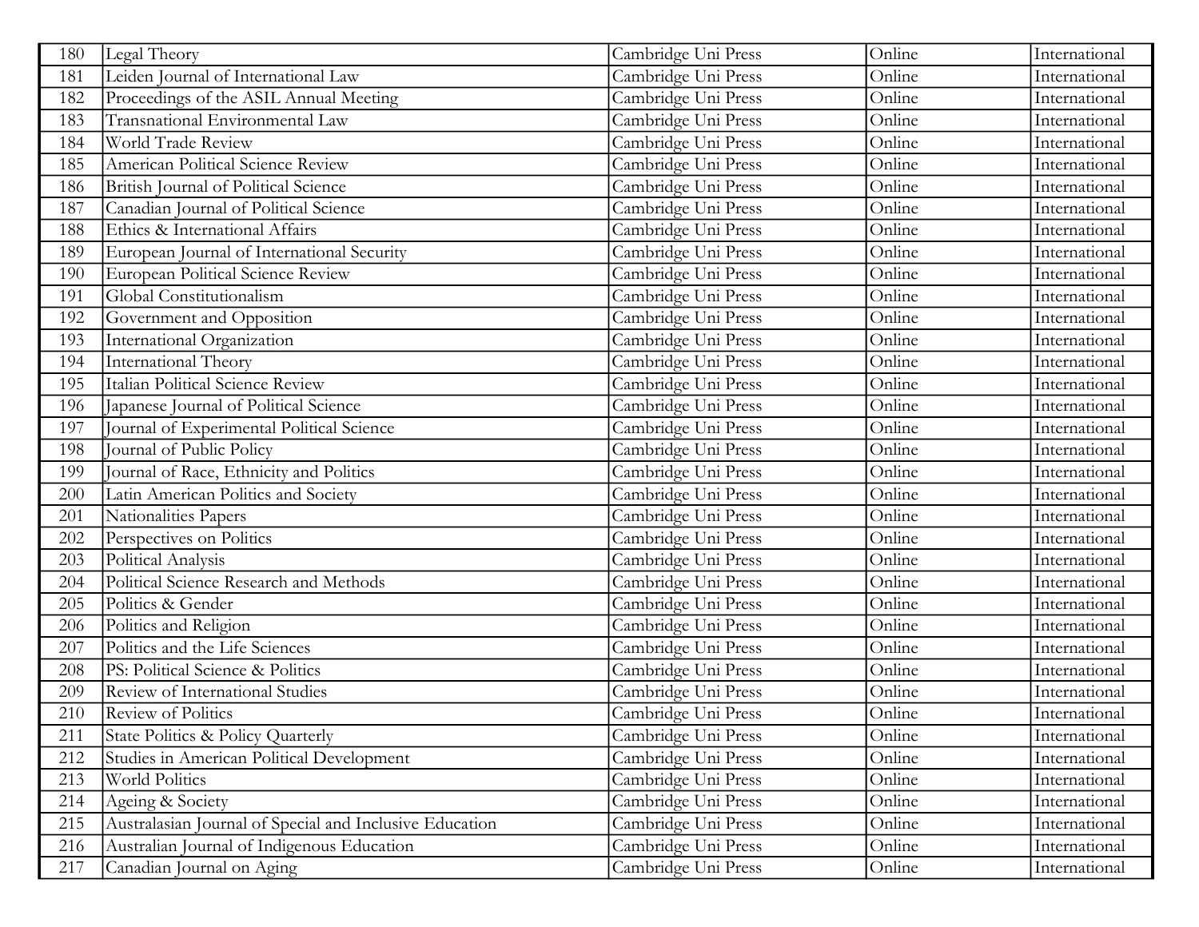| | | | | |
|---|---|---|---|---|
| 180 | Legal Theory | Cambridge Uni Press | Online | International |
| 181 | Leiden Journal of International Law | Cambridge Uni Press | Online | International |
| 182 | Proceedings of the ASIL Annual Meeting | Cambridge Uni Press | Online | International |
| 183 | Transnational Environmental Law | Cambridge Uni Press | Online | International |
| 184 | World Trade Review | Cambridge Uni Press | Online | International |
| 185 | American Political Science Review | Cambridge Uni Press | Online | International |
| 186 | British Journal of Political Science | Cambridge Uni Press | Online | International |
| 187 | Canadian Journal of Political Science | Cambridge Uni Press | Online | International |
| 188 | Ethics & International Affairs | Cambridge Uni Press | Online | International |
| 189 | European Journal of International Security | Cambridge Uni Press | Online | International |
| 190 | European Political Science Review | Cambridge Uni Press | Online | International |
| 191 | Global Constitutionalism | Cambridge Uni Press | Online | International |
| 192 | Government and Opposition | Cambridge Uni Press | Online | International |
| 193 | International Organization | Cambridge Uni Press | Online | International |
| 194 | International Theory | Cambridge Uni Press | Online | International |
| 195 | Italian Political Science Review | Cambridge Uni Press | Online | International |
| 196 | Japanese Journal of Political Science | Cambridge Uni Press | Online | International |
| 197 | Journal of Experimental Political Science | Cambridge Uni Press | Online | International |
| 198 | Journal of Public Policy | Cambridge Uni Press | Online | International |
| 199 | Journal of Race, Ethnicity and Politics | Cambridge Uni Press | Online | International |
| 200 | Latin American Politics and Society | Cambridge Uni Press | Online | International |
| 201 | Nationalities Papers | Cambridge Uni Press | Online | International |
| 202 | Perspectives on Politics | Cambridge Uni Press | Online | International |
| 203 | Political Analysis | Cambridge Uni Press | Online | International |
| 204 | Political Science Research and Methods | Cambridge Uni Press | Online | International |
| 205 | Politics & Gender | Cambridge Uni Press | Online | International |
| 206 | Politics and Religion | Cambridge Uni Press | Online | International |
| 207 | Politics and the Life Sciences | Cambridge Uni Press | Online | International |
| 208 | PS: Political Science & Politics | Cambridge Uni Press | Online | International |
| 209 | Review of International Studies | Cambridge Uni Press | Online | International |
| 210 | Review of Politics | Cambridge Uni Press | Online | International |
| 211 | State Politics & Policy Quarterly | Cambridge Uni Press | Online | International |
| 212 | Studies in American Political Development | Cambridge Uni Press | Online | International |
| 213 | World Politics | Cambridge Uni Press | Online | International |
| 214 | Ageing & Society | Cambridge Uni Press | Online | International |
| 215 | Australasian Journal of Special and Inclusive Education | Cambridge Uni Press | Online | International |
| 216 | Australian Journal of Indigenous Education | Cambridge Uni Press | Online | International |
| 217 | Canadian Journal on Aging | Cambridge Uni Press | Online | International |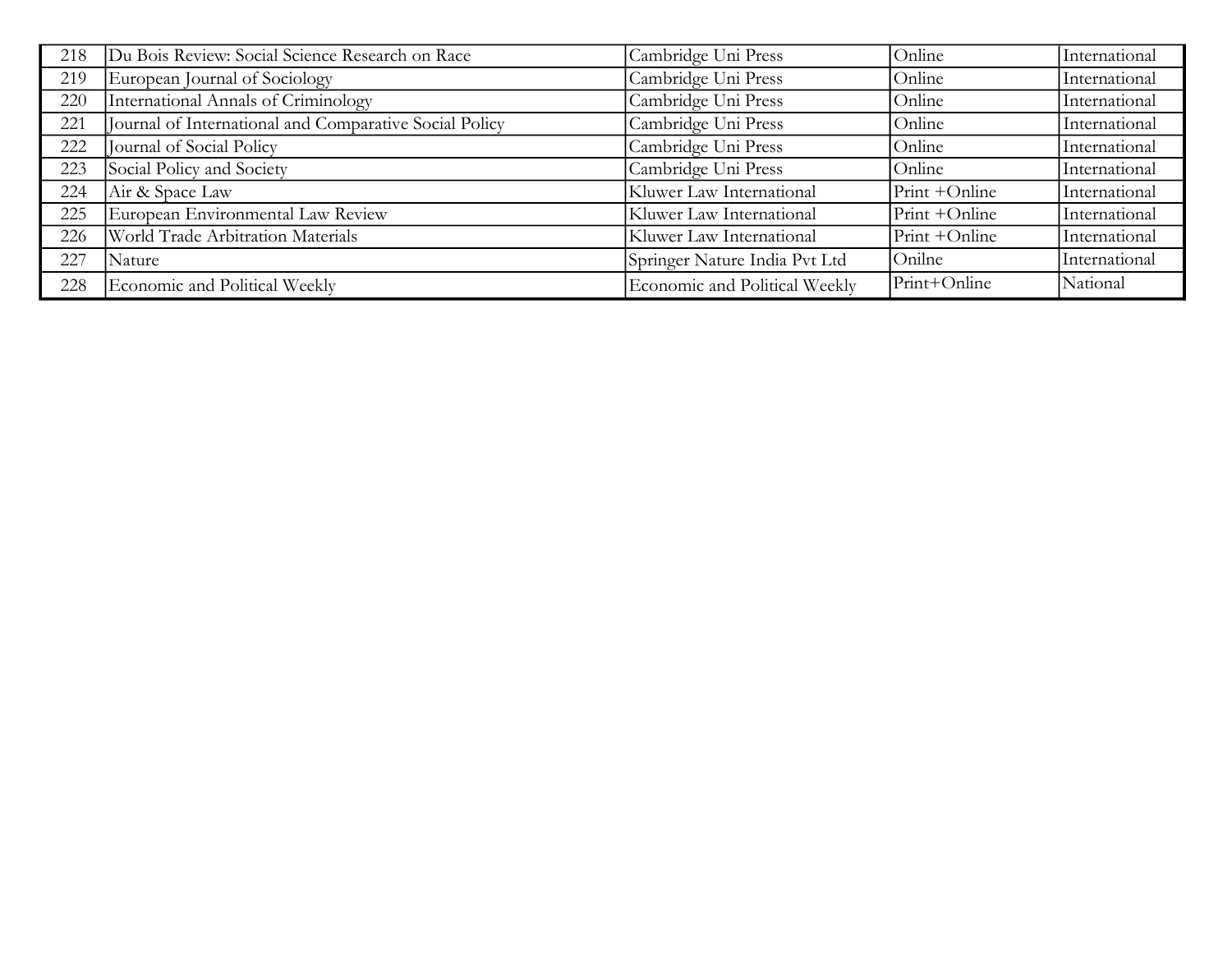| | | | | |
|---|---|---|---|---|
| 218 | Du Bois Review: Social Science Research on Race | Cambridge Uni Press | Online | International |
| 219 | European Journal of Sociology | Cambridge Uni Press | Online | International |
| 220 | International Annals of Criminology | Cambridge Uni Press | Online | International |
| 221 | Journal of International and Comparative Social Policy | Cambridge Uni Press | Online | International |
| 222 | Journal of Social Policy | Cambridge Uni Press | Online | International |
| 223 | Social Policy and Society | Cambridge Uni Press | Online | International |
| 224 | Air & Space Law | Kluwer Law International | Print +Online | International |
| 225 | European Environmental Law Review | Kluwer Law International | Print +Online | International |
| 226 | World Trade Arbitration Materials | Kluwer Law International | Print +Online | International |
| 227 | Nature | Springer Nature India Pvt Ltd | Onilne | International |
| 228 | Economic and Political Weekly | Economic and Political Weekly | Print+Online | National |